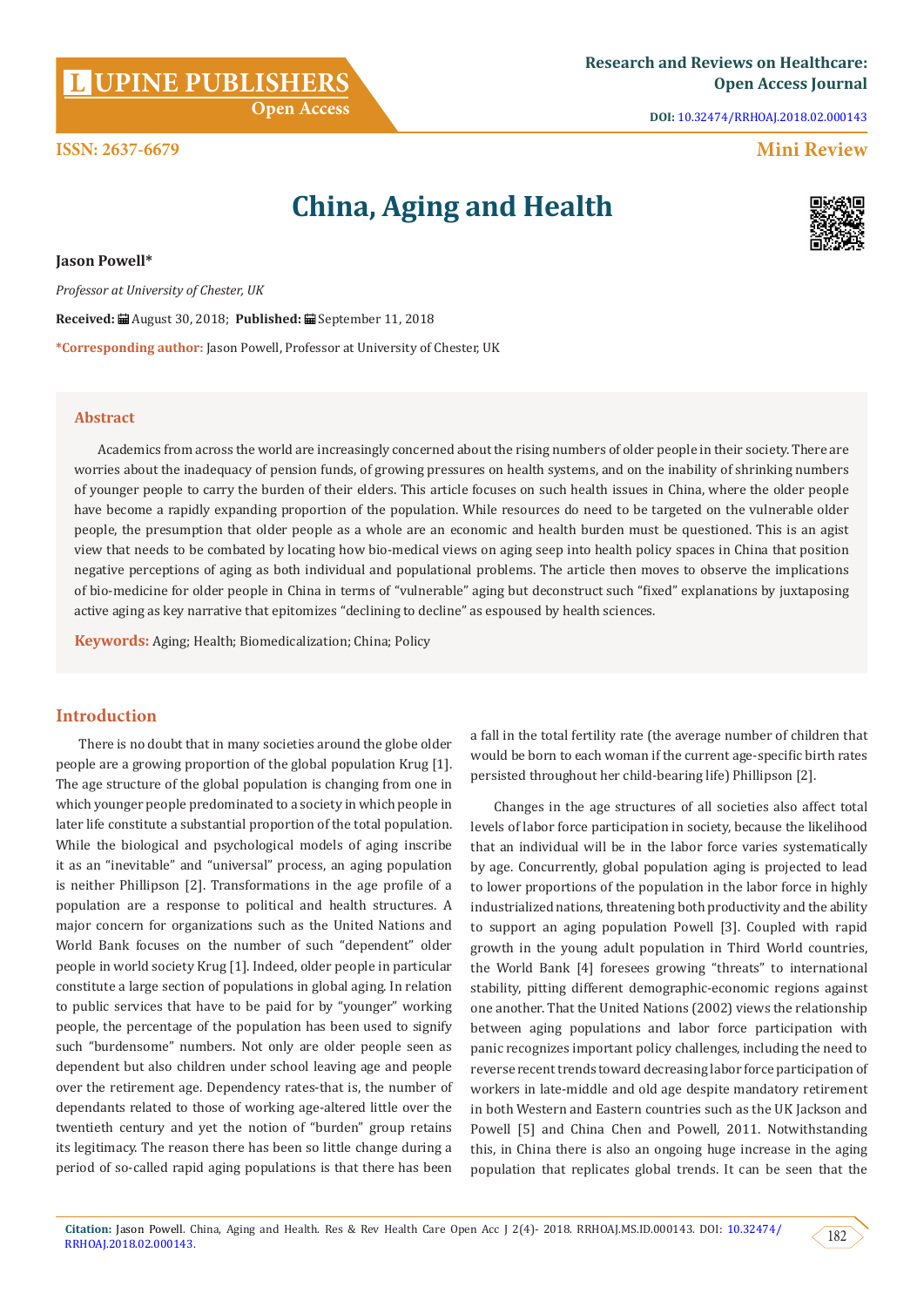# China, Aging and Health

**Jason Powell***

*Professor at University of Chester, UK*

**Received:** August 30, 2018; **Published:** September 11, 2018

***Corresponding author:** Jason Powell, Professor at University of Chester, UK

## Abstract

Academics from across the world are increasingly concerned about the rising numbers of older people in their society. There are worries about the inadequacy of pension funds, of growing pressures on health systems, and on the inability of shrinking numbers of younger people to carry the burden of their elders. This article focuses on such health issues in China, where the older people have become a rapidly expanding proportion of the population. While resources do need to be targeted on the vulnerable older people, the presumption that older people as a whole are an economic and health burden must be questioned. This is an agist view that needs to be combated by locating how bio-medical views on aging seep into health policy spaces in China that position negative perceptions of aging as both individual and populational problems. The article then moves to observe the implications of bio-medicine for older people in China in terms of "vulnerable" aging but deconstruct such "fixed" explanations by juxtaposing active aging as key narrative that epitomizes "declining to decline" as espoused by health sciences.

**Keywords:** Aging; Health; Biomedicalization; China; Policy

## Introduction

There is no doubt that in many societies around the globe older people are a growing proportion of the global population Krug [1]. The age structure of the global population is changing from one in which younger people predominated to a society in which people in later life constitute a substantial proportion of the total population. While the biological and psychological models of aging inscribe it as an "inevitable" and "universal" process, an aging population is neither Phillipson [2]. Transformations in the age profile of a population are a response to political and health structures. A major concern for organizations such as the United Nations and World Bank focuses on the number of such "dependent" older people in world society Krug [1]. Indeed, older people in particular constitute a large section of populations in global aging. In relation to public services that have to be paid for by "younger" working people, the percentage of the population has been used to signify such "burdensome" numbers. Not only are older people seen as dependent but also children under school leaving age and people over the retirement age. Dependency rates-that is, the number of dependants related to those of working age-altered little over the twentieth century and yet the notion of "burden" group retains its legitimacy. The reason there has been so little change during a period of so-called rapid aging populations is that there has been a fall in the total fertility rate (the average number of children that would be born to each woman if the current age-specific birth rates persisted throughout her child-bearing life) Phillipson [2].

Changes in the age structures of all societies also affect total levels of labor force participation in society, because the likelihood that an individual will be in the labor force varies systematically by age. Concurrently, global population aging is projected to lead to lower proportions of the population in the labor force in highly industrialized nations, threatening both productivity and the ability to support an aging population Powell [3]. Coupled with rapid growth in the young adult population in Third World countries, the World Bank [4] foresees growing "threats" to international stability, pitting different demographic-economic regions against one another. That the United Nations (2002) views the relationship between aging populations and labor force participation with panic recognizes important policy challenges, including the need to reverse recent trends toward decreasing labor force participation of workers in late-middle and old age despite mandatory retirement in both Western and Eastern countries such as the UK Jackson and Powell [5] and China Chen and Powell, 2011. Notwithstanding this, in China there is also an ongoing huge increase in the aging population that replicates global trends. It can be seen that the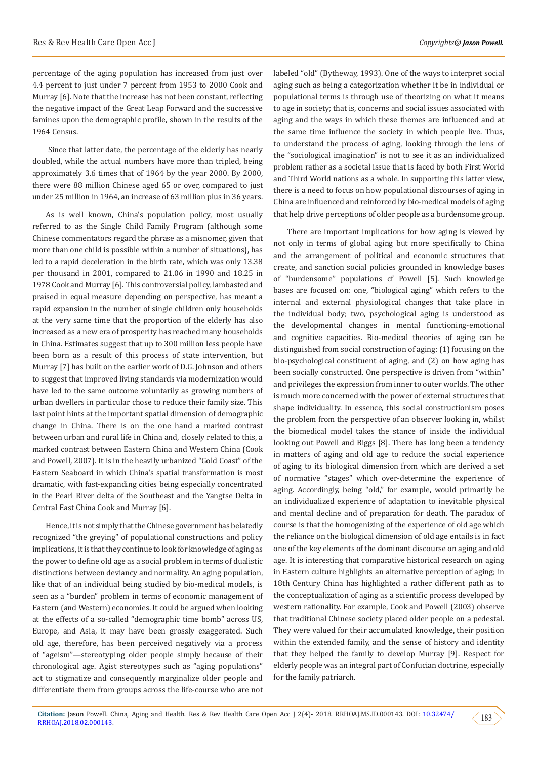percentage of the aging population has increased from just over 4.4 percent to just under 7 percent from 1953 to 2000 Cook and Murray [6]. Note that the increase has not been constant, reflecting the negative impact of the Great Leap Forward and the successive famines upon the demographic profile, shown in the results of the 1964 Census.

Since that latter date, the percentage of the elderly has nearly doubled, while the actual numbers have more than tripled, being approximately 3.6 times that of 1964 by the year 2000. By 2000, there were 88 million Chinese aged 65 or over, compared to just under 25 million in 1964, an increase of 63 million plus in 36 years.

As is well known, China's population policy, most usually referred to as the Single Child Family Program (although some Chinese commentators regard the phrase as a misnomer, given that more than one child is possible within a number of situations), has led to a rapid deceleration in the birth rate, which was only 13.38 per thousand in 2001, compared to 21.06 in 1990 and 18.25 in 1978 Cook and Murray [6]. This controversial policy, lambasted and praised in equal measure depending on perspective, has meant a rapid expansion in the number of single children only households at the very same time that the proportion of the elderly has also increased as a new era of prosperity has reached many households in China. Estimates suggest that up to 300 million less people have been born as a result of this process of state intervention, but Murray [7] has built on the earlier work of D.G. Johnson and others to suggest that improved living standards via modernization would have led to the same outcome voluntarily as growing numbers of urban dwellers in particular chose to reduce their family size. This last point hints at the important spatial dimension of demographic change in China. There is on the one hand a marked contrast between urban and rural life in China and, closely related to this, a marked contrast between Eastern China and Western China (Cook and Powell, 2007). It is in the heavily urbanized "Gold Coast" of the Eastern Seaboard in which China's spatial transformation is most dramatic, with fast-expanding cities being especially concentrated in the Pearl River delta of the Southeast and the Yangtse Delta in Central East China Cook and Murray [6].

Hence, it is not simply that the Chinese government has belatedly recognized "the greying" of populational constructions and policy implications, it is that they continue to look for knowledge of aging as the power to define old age as a social problem in terms of dualistic distinctions between deviancy and normality. An aging population, like that of an individual being studied by bio-medical models, is seen as a "burden" problem in terms of economic management of Eastern (and Western) economies. It could be argued when looking at the effects of a so-called "demographic time bomb" across US, Europe, and Asia, it may have been grossly exaggerated. Such old age, therefore, has been perceived negatively via a process of "ageism"—stereotyping older people simply because of their chronological age. Agist stereotypes such as "aging populations" act to stigmatize and consequently marginalize older people and differentiate them from groups across the life-course who are not labeled "old" (Bytheway, 1993). One of the ways to interpret social aging such as being a categorization whether it be in individual or populational terms is through use of theorizing on what it means to age in society; that is, concerns and social issues associated with aging and the ways in which these themes are influenced and at the same time influence the society in which people live. Thus, to understand the process of aging, looking through the lens of the "sociological imagination" is not to see it as an individualized problem rather as a societal issue that is faced by both First World and Third World nations as a whole. In supporting this latter view, there is a need to focus on how populational discourses of aging in China are influenced and reinforced by bio-medical models of aging that help drive perceptions of older people as a burdensome group.

There are important implications for how aging is viewed by not only in terms of global aging but more specifically to China and the arrangement of political and economic structures that create, and sanction social policies grounded in knowledge bases of "burdensome" populations cf Powell [5]. Such knowledge bases are focused on: one, "biological aging" which refers to the internal and external physiological changes that take place in the individual body; two, psychological aging is understood as the developmental changes in mental functioning-emotional and cognitive capacities. Bio-medical theories of aging can be distinguished from social construction of aging: (1) focusing on the bio-psychological constituent of aging, and (2) on how aging has been socially constructed. One perspective is driven from "within" and privileges the expression from inner to outer worlds. The other is much more concerned with the power of external structures that shape individuality. In essence, this social constructionism poses the problem from the perspective of an observer looking in, whilst the biomedical model takes the stance of inside the individual looking out Powell and Biggs [8]. There has long been a tendency in matters of aging and old age to reduce the social experience of aging to its biological dimension from which are derived a set of normative "stages" which over-determine the experience of aging. Accordingly, being "old," for example, would primarily be an individualized experience of adaptation to inevitable physical and mental decline and of preparation for death. The paradox of course is that the homogenizing of the experience of old age which the reliance on the biological dimension of old age entails is in fact one of the key elements of the dominant discourse on aging and old age. It is interesting that comparative historical research on aging in Eastern culture highlights an alternative perception of aging; in 18th Century China has highlighted a rather different path as to the conceptualization of aging as a scientific process developed by western rationality. For example, Cook and Powell (2003) observe that traditional Chinese society placed older people on a pedestal. They were valued for their accumulated knowledge, their position within the extended family, and the sense of history and identity that they helped the family to develop Murray [9]. Respect for elderly people was an integral part of Confucian doctrine, especially for the family patriarch.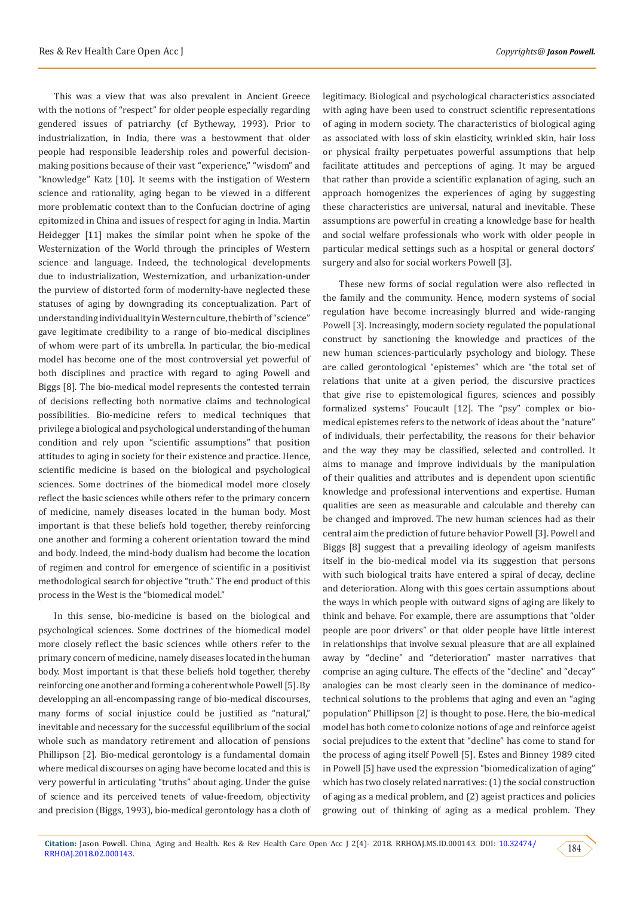This was a view that was also prevalent in Ancient Greece with the notions of "respect" for older people especially regarding gendered issues of patriarchy (cf Bytheway, 1993). Prior to industrialization, in India, there was a bestowment that older people had responsible leadership roles and powerful decision-making positions because of their vast "experience," "wisdom" and "knowledge" Katz [10]. It seems with the instigation of Western science and rationality, aging began to be viewed in a different more problematic context than to the Confucian doctrine of aging epitomized in China and issues of respect for aging in India. Martin Heidegger [11] makes the similar point when he spoke of the Westernization of the World through the principles of Western science and language. Indeed, the technological developments due to industrialization, Westernization, and urbanization-under the purview of distorted form of modernity-have neglected these statuses of aging by downgrading its conceptualization. Part of understanding individuality in Western culture, the birth of "science" gave legitimate credibility to a range of bio-medical disciplines of whom were part of its umbrella. In particular, the bio-medical model has become one of the most controversial yet powerful of both disciplines and practice with regard to aging Powell and Biggs [8]. The bio-medical model represents the contested terrain of decisions reflecting both normative claims and technological possibilities. Bio-medicine refers to medical techniques that privilege a biological and psychological understanding of the human condition and rely upon "scientific assumptions" that position attitudes to aging in society for their existence and practice. Hence, scientific medicine is based on the biological and psychological sciences. Some doctrines of the biomedical model more closely reflect the basic sciences while others refer to the primary concern of medicine, namely diseases located in the human body. Most important is that these beliefs hold together, thereby reinforcing one another and forming a coherent orientation toward the mind and body. Indeed, the mind-body dualism had become the location of regimen and control for emergence of scientific in a positivist methodological search for objective "truth." The end product of this process in the West is the "biomedical model."

In this sense, bio-medicine is based on the biological and psychological sciences. Some doctrines of the biomedical model more closely reflect the basic sciences while others refer to the primary concern of medicine, namely diseases located in the human body. Most important is that these beliefs hold together, thereby reinforcing one another and forming a coherent whole Powell [5]. By developping an all-encompassing range of bio-medical discourses, many forms of social injustice could be justified as "natural," inevitable and necessary for the successful equilibrium of the social whole such as mandatory retirement and allocation of pensions Phillipson [2]. Bio-medical gerontology is a fundamental domain where medical discourses on aging have become located and this is very powerful in articulating "truths" about aging. Under the guise of science and its perceived tenets of value-freedom, objectivity and precision (Biggs, 1993), bio-medical gerontology has a cloth of legitimacy. Biological and psychological characteristics associated with aging have been used to construct scientific representations of aging in modern society. The characteristics of biological aging as associated with loss of skin elasticity, wrinkled skin, hair loss or physical frailty perpetuates powerful assumptions that help facilitate attitudes and perceptions of aging. It may be argued that rather than provide a scientific explanation of aging, such an approach homogenizes the experiences of aging by suggesting these characteristics are universal, natural and inevitable. These assumptions are powerful in creating a knowledge base for health and social welfare professionals who work with older people in particular medical settings such as a hospital or general doctors' surgery and also for social workers Powell [3].

These new forms of social regulation were also reflected in the family and the community. Hence, modern systems of social regulation have become increasingly blurred and wide-ranging Powell [3]. Increasingly, modern society regulated the populational construct by sanctioning the knowledge and practices of the new human sciences-particularly psychology and biology. These are called gerontological "epistemes" which are "the total set of relations that unite at a given period, the discursive practices that give rise to epistemological figures, sciences and possibly formalized systems" Foucault [12]. The "psy" complex or bio-medical epistemes refers to the network of ideas about the "nature" of individuals, their perfectability, the reasons for their behavior and the way they may be classified, selected and controlled. It aims to manage and improve individuals by the manipulation of their qualities and attributes and is dependent upon scientific knowledge and professional interventions and expertise. Human qualities are seen as measurable and calculable and thereby can be changed and improved. The new human sciences had as their central aim the prediction of future behavior Powell [3]. Powell and Biggs [8] suggest that a prevailing ideology of ageism manifests itself in the bio-medical model via its suggestion that persons with such biological traits have entered a spiral of decay, decline and deterioration. Along with this goes certain assumptions about the ways in which people with outward signs of aging are likely to think and behave. For example, there are assumptions that "older people are poor drivers" or that older people have little interest in relationships that involve sexual pleasure that are all explained away by "decline" and "deterioration" master narratives that comprise an aging culture. The effects of the "decline" and "decay" analogies can be most clearly seen in the dominance of medico-technical solutions to the problems that aging and even an "aging population" Phillipson [2] is thought to pose. Here, the bio-medical model has both come to colonize notions of age and reinforce ageist social prejudices to the extent that "decline" has come to stand for the process of aging itself Powell [5]. Estes and Binney 1989 cited in Powell [5] have used the expression "biomedicalization of aging" which has two closely related narratives: (1) the social construction of aging as a medical problem, and (2) ageist practices and policies growing out of thinking of aging as a medical problem. They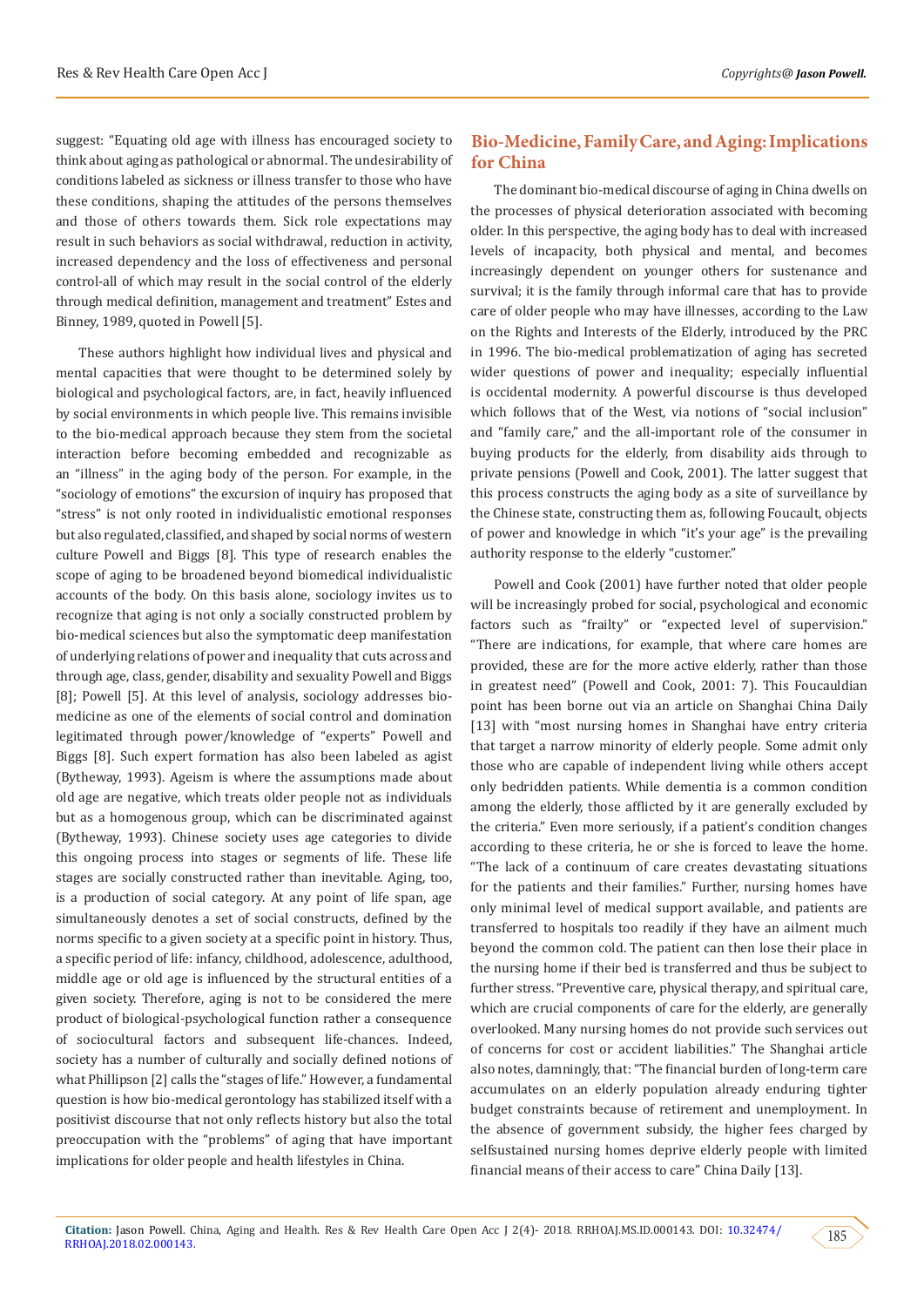suggest: "Equating old age with illness has encouraged society to think about aging as pathological or abnormal. The undesirability of conditions labeled as sickness or illness transfer to those who have these conditions, shaping the attitudes of the persons themselves and those of others towards them. Sick role expectations may result in such behaviors as social withdrawal, reduction in activity, increased dependency and the loss of effectiveness and personal control-all of which may result in the social control of the elderly through medical definition, management and treatment" Estes and Binney, 1989, quoted in Powell [5].

These authors highlight how individual lives and physical and mental capacities that were thought to be determined solely by biological and psychological factors, are, in fact, heavily influenced by social environments in which people live. This remains invisible to the bio-medical approach because they stem from the societal interaction before becoming embedded and recognizable as an "illness" in the aging body of the person. For example, in the "sociology of emotions" the excursion of inquiry has proposed that "stress" is not only rooted in individualistic emotional responses but also regulated, classified, and shaped by social norms of western culture Powell and Biggs [8]. This type of research enables the scope of aging to be broadened beyond biomedical individualistic accounts of the body. On this basis alone, sociology invites us to recognize that aging is not only a socially constructed problem by bio-medical sciences but also the symptomatic deep manifestation of underlying relations of power and inequality that cuts across and through age, class, gender, disability and sexuality Powell and Biggs [8]; Powell [5]. At this level of analysis, sociology addresses bio-medicine as one of the elements of social control and domination legitimated through power/knowledge of "experts" Powell and Biggs [8]. Such expert formation has also been labeled as agist (Bytheway, 1993). Ageism is where the assumptions made about old age are negative, which treats older people not as individuals but as a homogenous group, which can be discriminated against (Bytheway, 1993). Chinese society uses age categories to divide this ongoing process into stages or segments of life. These life stages are socially constructed rather than inevitable. Aging, too, is a production of social category. At any point of life span, age simultaneously denotes a set of social constructs, defined by the norms specific to a given society at a specific point in history. Thus, a specific period of life: infancy, childhood, adolescence, adulthood, middle age or old age is influenced by the structural entities of a given society. Therefore, aging is not to be considered the mere product of biological-psychological function rather a consequence of sociocultural factors and subsequent life-chances. Indeed, society has a number of culturally and socially defined notions of what Phillipson [2] calls the "stages of life." However, a fundamental question is how bio-medical gerontology has stabilized itself with a positivist discourse that not only reflects history but also the total preoccupation with the "problems" of aging that have important implications for older people and health lifestyles in China.

## Bio-Medicine, Family Care, and Aging: Implications for China

The dominant bio-medical discourse of aging in China dwells on the processes of physical deterioration associated with becoming older. In this perspective, the aging body has to deal with increased levels of incapacity, both physical and mental, and becomes increasingly dependent on younger others for sustenance and survival; it is the family through informal care that has to provide care of older people who may have illnesses, according to the Law on the Rights and Interests of the Elderly, introduced by the PRC in 1996. The bio-medical problematization of aging has secreted wider questions of power and inequality; especially influential is occidental modernity. A powerful discourse is thus developed which follows that of the West, via notions of "social inclusion" and "family care," and the all-important role of the consumer in buying products for the elderly, from disability aids through to private pensions (Powell and Cook, 2001). The latter suggest that this process constructs the aging body as a site of surveillance by the Chinese state, constructing them as, following Foucault, objects of power and knowledge in which "it's your age" is the prevailing authority response to the elderly "customer."

Powell and Cook (2001) have further noted that older people will be increasingly probed for social, psychological and economic factors such as "frailty" or "expected level of supervision." "There are indications, for example, that where care homes are provided, these are for the more active elderly, rather than those in greatest need" (Powell and Cook, 2001: 7). This Foucauldian point has been borne out via an article on Shanghai China Daily [13] with "most nursing homes in Shanghai have entry criteria that target a narrow minority of elderly people. Some admit only those who are capable of independent living while others accept only bedridden patients. While dementia is a common condition among the elderly, those afflicted by it are generally excluded by the criteria." Even more seriously, if a patient's condition changes according to these criteria, he or she is forced to leave the home. "The lack of a continuum of care creates devastating situations for the patients and their families." Further, nursing homes have only minimal level of medical support available, and patients are transferred to hospitals too readily if they have an ailment much beyond the common cold. The patient can then lose their place in the nursing home if their bed is transferred and thus be subject to further stress. "Preventive care, physical therapy, and spiritual care, which are crucial components of care for the elderly, are generally overlooked. Many nursing homes do not provide such services out of concerns for cost or accident liabilities." The Shanghai article also notes, damningly, that: "The financial burden of long-term care accumulates on an elderly population already enduring tighter budget constraints because of retirement and unemployment. In the absence of government subsidy, the higher fees charged by selfsustained nursing homes deprive elderly people with limited financial means of their access to care" China Daily [13].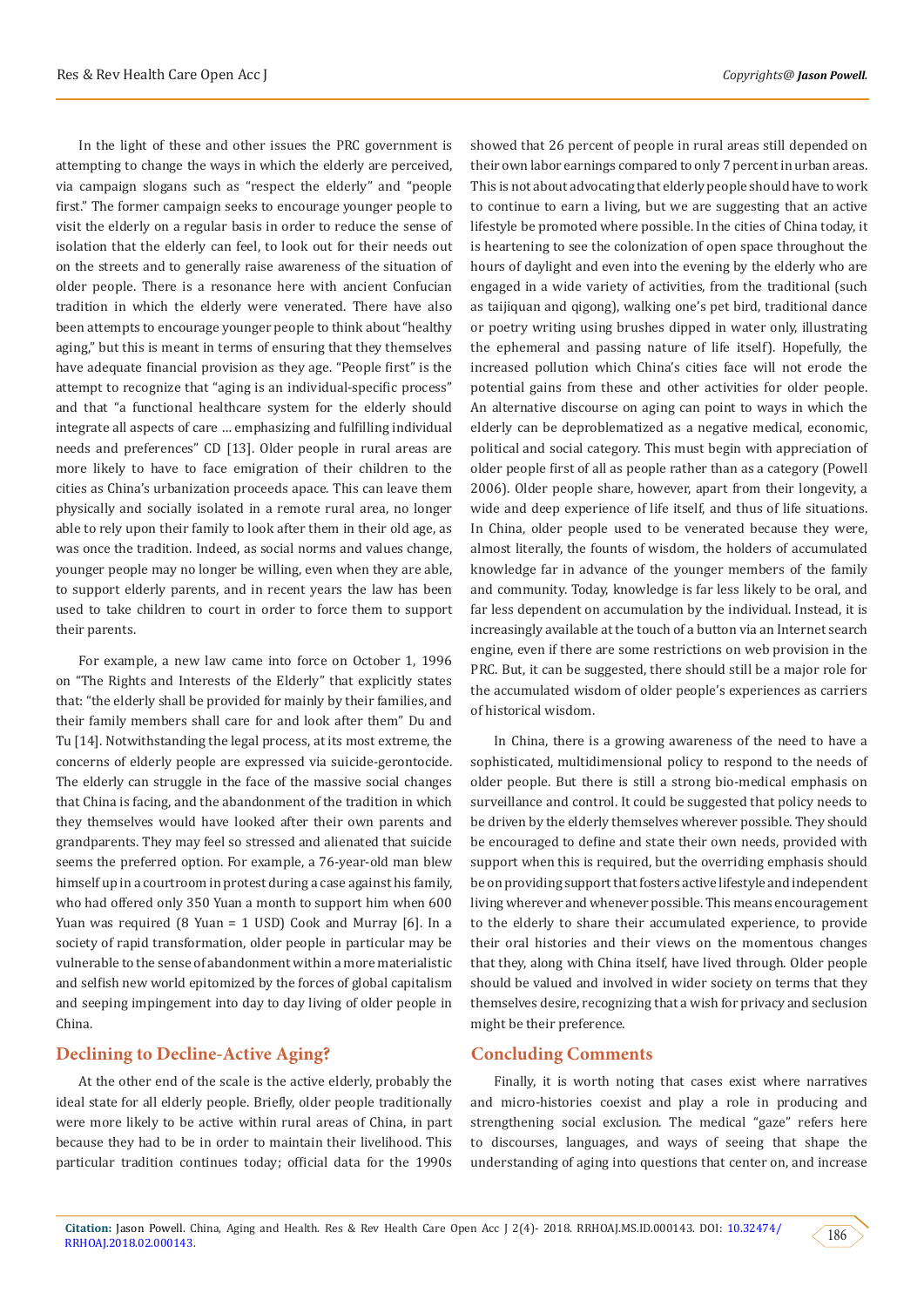In the light of these and other issues the PRC government is attempting to change the ways in which the elderly are perceived, via campaign slogans such as "respect the elderly" and "people first." The former campaign seeks to encourage younger people to visit the elderly on a regular basis in order to reduce the sense of isolation that the elderly can feel, to look out for their needs out on the streets and to generally raise awareness of the situation of older people. There is a resonance here with ancient Confucian tradition in which the elderly were venerated. There have also been attempts to encourage younger people to think about "healthy aging," but this is meant in terms of ensuring that they themselves have adequate financial provision as they age. "People first" is the attempt to recognize that "aging is an individual-specific process" and that "a functional healthcare system for the elderly should integrate all aspects of care ... emphasizing and fulfilling individual needs and preferences" CD [13]. Older people in rural areas are more likely to have to face emigration of their children to the cities as China's urbanization proceeds apace. This can leave them physically and socially isolated in a remote rural area, no longer able to rely upon their family to look after them in their old age, as was once the tradition. Indeed, as social norms and values change, younger people may no longer be willing, even when they are able, to support elderly parents, and in recent years the law has been used to take children to court in order to force them to support their parents.

For example, a new law came into force on October 1, 1996 on "The Rights and Interests of the Elderly" that explicitly states that: "the elderly shall be provided for mainly by their families, and their family members shall care for and look after them" Du and Tu [14]. Notwithstanding the legal process, at its most extreme, the concerns of elderly people are expressed via suicide-gerontocide. The elderly can struggle in the face of the massive social changes that China is facing, and the abandonment of the tradition in which they themselves would have looked after their own parents and grandparents. They may feel so stressed and alienated that suicide seems the preferred option. For example, a 76-year-old man blew himself up in a courtroom in protest during a case against his family, who had offered only 350 Yuan a month to support him when 600 Yuan was required (8 Yuan = 1 USD) Cook and Murray [6]. In a society of rapid transformation, older people in particular may be vulnerable to the sense of abandonment within a more materialistic and selfish new world epitomized by the forces of global capitalism and seeping impingement into day to day living of older people in China.

## Declining to Decline-Active Aging?

At the other end of the scale is the active elderly, probably the ideal state for all elderly people. Briefly, older people traditionally were more likely to be active within rural areas of China, in part because they had to be in order to maintain their livelihood. This particular tradition continues today; official data for the 1990s showed that 26 percent of people in rural areas still depended on their own labor earnings compared to only 7 percent in urban areas. This is not about advocating that elderly people should have to work to continue to earn a living, but we are suggesting that an active lifestyle be promoted where possible. In the cities of China today, it is heartening to see the colonization of open space throughout the hours of daylight and even into the evening by the elderly who are engaged in a wide variety of activities, from the traditional (such as taijiquan and qigong), walking one's pet bird, traditional dance or poetry writing using brushes dipped in water only, illustrating the ephemeral and passing nature of life itself). Hopefully, the increased pollution which China's cities face will not erode the potential gains from these and other activities for older people. An alternative discourse on aging can point to ways in which the elderly can be deproblematized as a negative medical, economic, political and social category. This must begin with appreciation of older people first of all as people rather than as a category (Powell 2006). Older people share, however, apart from their longevity, a wide and deep experience of life itself, and thus of life situations. In China, older people used to be venerated because they were, almost literally, the founts of wisdom, the holders of accumulated knowledge far in advance of the younger members of the family and community. Today, knowledge is far less likely to be oral, and far less dependent on accumulation by the individual. Instead, it is increasingly available at the touch of a button via an Internet search engine, even if there are some restrictions on web provision in the PRC. But, it can be suggested, there should still be a major role for the accumulated wisdom of older people's experiences as carriers of historical wisdom.

In China, there is a growing awareness of the need to have a sophisticated, multidimensional policy to respond to the needs of older people. But there is still a strong bio-medical emphasis on surveillance and control. It could be suggested that policy needs to be driven by the elderly themselves wherever possible. They should be encouraged to define and state their own needs, provided with support when this is required, but the overriding emphasis should be on providing support that fosters active lifestyle and independent living wherever and whenever possible. This means encouragement to the elderly to share their accumulated experience, to provide their oral histories and their views on the momentous changes that they, along with China itself, have lived through. Older people should be valued and involved in wider society on terms that they themselves desire, recognizing that a wish for privacy and seclusion might be their preference.

## Concluding Comments

Finally, it is worth noting that cases exist where narratives and micro-histories coexist and play a role in producing and strengthening social exclusion. The medical "gaze" refers here to discourses, languages, and ways of seeing that shape the understanding of aging into questions that center on, and increase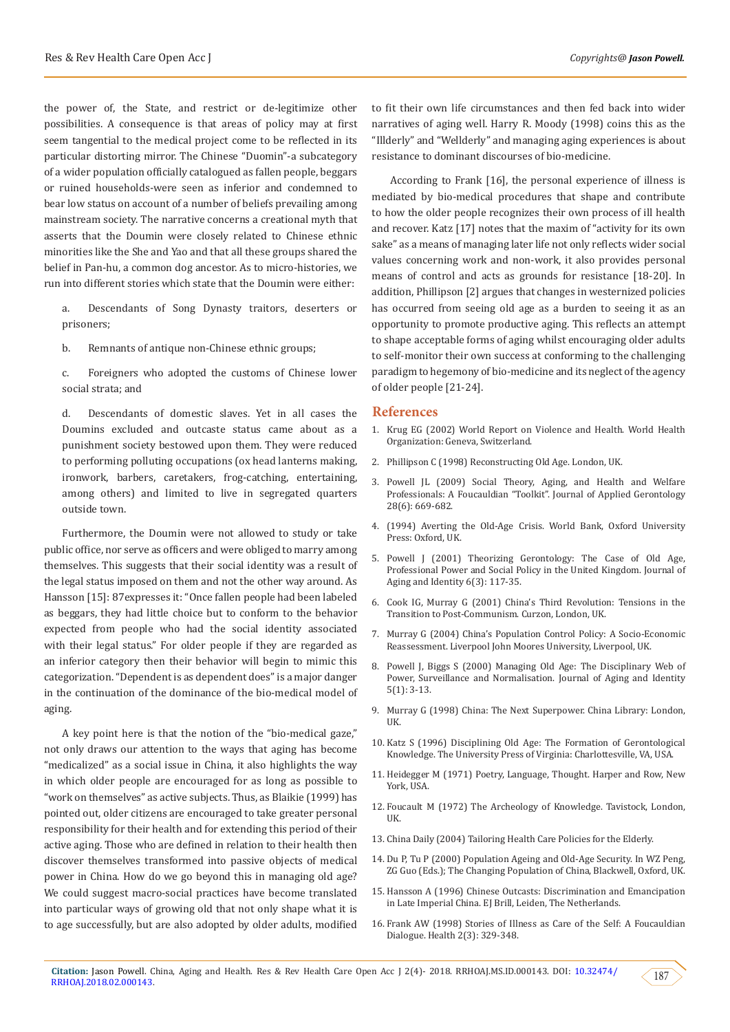the power of, the State, and restrict or de-legitimize other possibilities. A consequence is that areas of policy may at first seem tangential to the medical project come to be reflected in its particular distorting mirror. The Chinese "Duomin"-a subcategory of a wider population officially catalogued as fallen people, beggars or ruined households-were seen as inferior and condemned to bear low status on account of a number of beliefs prevailing among mainstream society. The narrative concerns a creational myth that asserts that the Doumin were closely related to Chinese ethnic minorities like the She and Yao and that all these groups shared the belief in Pan-hu, a common dog ancestor. As to micro-histories, we run into different stories which state that the Doumin were either:

a. Descendants of Song Dynasty traitors, deserters or prisoners;

b. Remnants of antique non-Chinese ethnic groups;

c. Foreigners who adopted the customs of Chinese lower social strata; and

d. Descendants of domestic slaves. Yet in all cases the Doumins excluded and outcaste status came about as a punishment society bestowed upon them. They were reduced to performing polluting occupations (ox head lanterns making, ironwork, barbers, caretakers, frog-catching, entertaining, among others) and limited to live in segregated quarters outside town.

Furthermore, the Doumin were not allowed to study or take public office, nor serve as officers and were obliged to marry among themselves. This suggests that their social identity was a result of the legal status imposed on them and not the other way around. As Hansson [15]: 87expresses it: "Once fallen people had been labeled as beggars, they had little choice but to conform to the behavior expected from people who had the social identity associated with their legal status." For older people if they are regarded as an inferior category then their behavior will begin to mimic this categorization. "Dependent is as dependent does" is a major danger in the continuation of the dominance of the bio-medical model of aging.

A key point here is that the notion of the "bio-medical gaze," not only draws our attention to the ways that aging has become "medicalized" as a social issue in China, it also highlights the way in which older people are encouraged for as long as possible to "work on themselves" as active subjects. Thus, as Blaikie (1999) has pointed out, older citizens are encouraged to take greater personal responsibility for their health and for extending this period of their active aging. Those who are defined in relation to their health then discover themselves transformed into passive objects of medical power in China. How do we go beyond this in managing old age? We could suggest macro-social practices have become translated into particular ways of growing old that not only shape what it is to age successfully, but are also adopted by older adults, modified to fit their own life circumstances and then fed back into wider narratives of aging well. Harry R. Moody (1998) coins this as the "Illderly" and "Wellderly" and managing aging experiences is about resistance to dominant discourses of bio-medicine.

According to Frank [16], the personal experience of illness is mediated by bio-medical procedures that shape and contribute to how the older people recognizes their own process of ill health and recover. Katz [17] notes that the maxim of "activity for its own sake" as a means of managing later life not only reflects wider social values concerning work and non-work, it also provides personal means of control and acts as grounds for resistance [18-20]. In addition, Phillipson [2] argues that changes in westernized policies has occurred from seeing old age as a burden to seeing it as an opportunity to promote productive aging. This reflects an attempt to shape acceptable forms of aging whilst encouraging older adults to self-monitor their own success at conforming to the challenging paradigm to hegemony of bio-medicine and its neglect of the agency of older people [21-24].

## References

1. Krug EG (2002) World Report on Violence and Health. World Health Organization: Geneva, Switzerland.
2. Phillipson C (1998) Reconstructing Old Age. London, UK.
3. Powell JL (2009) Social Theory, Aging, and Health and Welfare Professionals: A Foucauldian "Toolkit". Journal of Applied Gerontology 28(6): 669-682.
4. (1994) Averting the Old-Age Crisis. World Bank, Oxford University Press: Oxford, UK.
5. Powell J (2001) Theorizing Gerontology: The Case of Old Age, Professional Power and Social Policy in the United Kingdom. Journal of Aging and Identity 6(3): 117-35.
6. Cook IG, Murray G (2001) China's Third Revolution: Tensions in the Transition to Post-Communism. Curzon, London, UK.
7. Murray G (2004) China's Population Control Policy: A Socio-Economic Reassessment. Liverpool John Moores University, Liverpool, UK.
8. Powell J, Biggs S (2000) Managing Old Age: The Disciplinary Web of Power, Surveillance and Normalisation. Journal of Aging and Identity 5(1): 3-13.
9. Murray G (1998) China: The Next Superpower. China Library: London, UK.
10. Katz S (1996) Disciplining Old Age: The Formation of Gerontological Knowledge. The University Press of Virginia: Charlottesville, VA, USA.
11. Heidegger M (1971) Poetry, Language, Thought. Harper and Row, New York, USA.
12. Foucault M (1972) The Archeology of Knowledge. Tavistock, London, UK.
13. China Daily (2004) Tailoring Health Care Policies for the Elderly.
14. Du P, Tu P (2000) Population Ageing and Old-Age Security. In WZ Peng, ZG Guo (Eds.); The Changing Population of China, Blackwell, Oxford, UK.
15. Hansson A (1996) Chinese Outcasts: Discrimination and Emancipation in Late Imperial China. EJ Brill, Leiden, The Netherlands.
16. Frank AW (1998) Stories of Illness as Care of the Self: A Foucauldian Dialogue. Health 2(3): 329-348.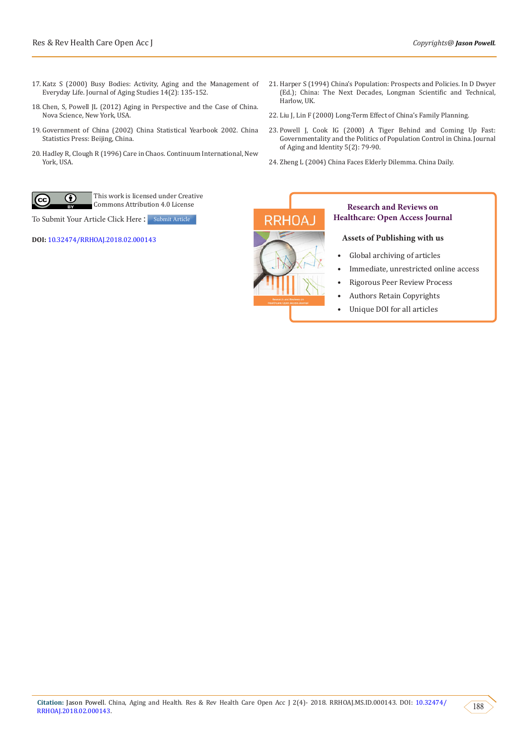17. Katz S (2000) Busy Bodies: Activity, Aging and the Management of Everyday Life. Journal of Aging Studies 14(2): 135-152.
18. Chen, S, Powell JL (2012) Aging in Perspective and the Case of China. Nova Science, New York, USA.
19. Government of China (2002) China Statistical Yearbook 2002. China Statistics Press: Beijing, China.
20. Hadley R, Clough R (1996) Care in Chaos. Continuum International, New York, USA.
21. Harper S (1994) China's Population: Prospects and Policies. In D Dwyer (Ed.); China: The Next Decades, Longman Scientific and Technical, Harlow, UK.
22. Liu J, Lin F (2000) Long-Term Effect of China's Family Planning.
23. Powell J, Cook IG (2000) A Tiger Behind and Coming Up Fast: Governmentality and the Politics of Population Control in China. Journal of Aging and Identity 5(2): 79-90.
24. Zheng L (2004) China Faces Elderly Dilemma. China Daily.

This work is licensed under Creative Commons Attribution 4.0 License

To Submit Your Article Click Here : Submit Article

**DOI:** 10.32474/RRHOAJ.2018.02.000143

**Research and Reviews on Healthcare: Open Access Journal**

**Assets of Publishing with us**

- Global archiving of articles
- Immediate, unrestricted online access
- Rigorous Peer Review Process
- Authors Retain Copyrights
- Unique DOI for all articles

**Citation:** Jason Powell. China, Aging and Health. Res & Rev Health Care Open Acc J 2(4)- 2018. RRHOAJ.MS.ID.000143. DOI: 10.32474/RRHOAJ.2018.02.000143.